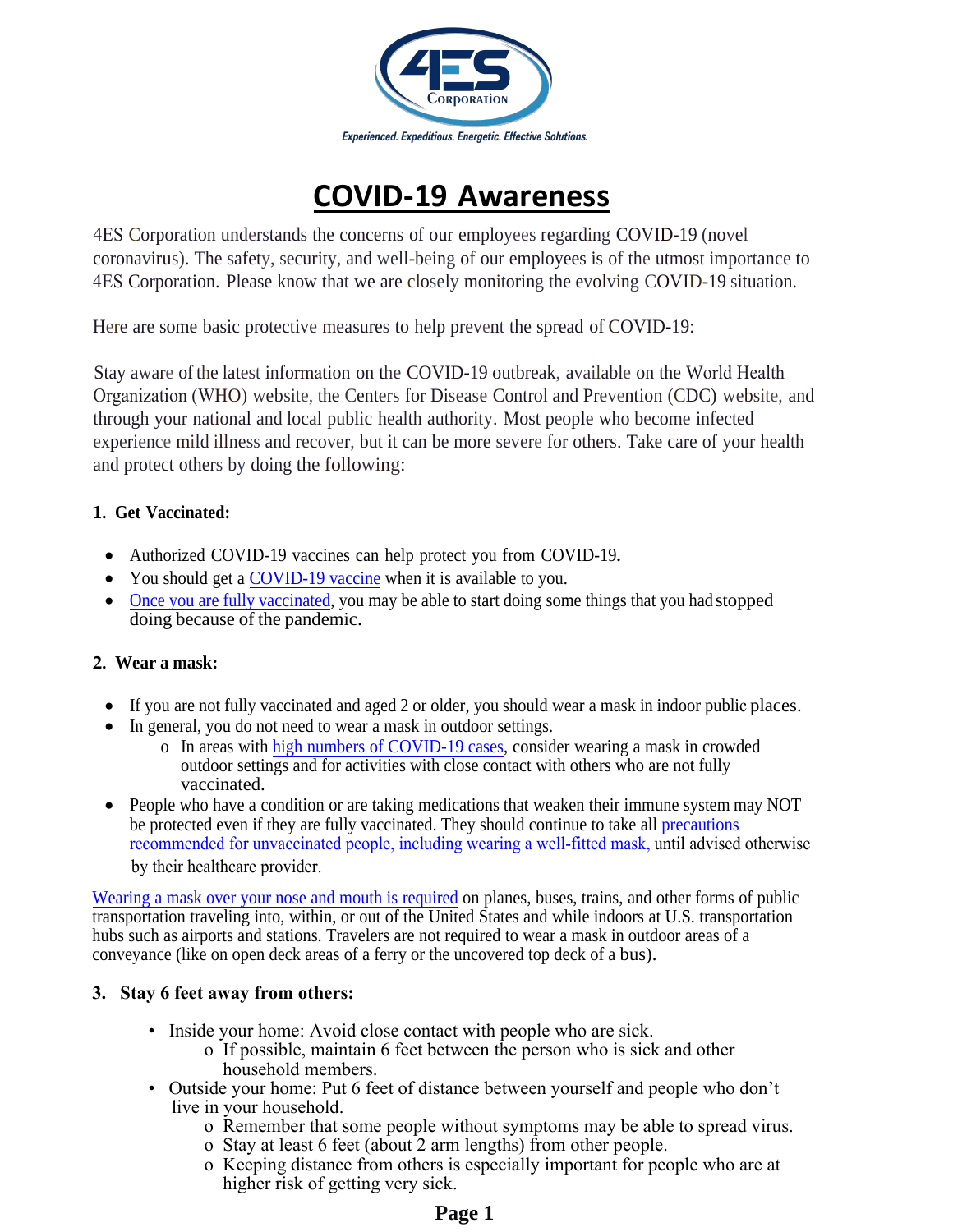4ES Corporation

*Experienced. Expeditious. Energetic. Effective Solutions.*

# COVID-19 Awareness

4ES Corporation understands the concerns of our employees regarding COVID-19 (novel coronavirus). The safety, security, and well-being of our employees is of the utmost importance to 4ES Corporation. Please know that we are closely monitoring the evolving COVID-19 situation.

Here are some basic protective measures to help prevent the spread of COVID-19:

Stay aware of the latest information on the COVID-19 outbreak, available on the World Health Organization (WHO) website, the Centers for Disease Control and Prevention (CDC) website, and through your national and local public health authority. Most people who become infected experience mild illness and recover, but it can be more severe for others. Take care of your health and protect others by doing the following:

**1. Get Vaccinated:**

- Authorized COVID-19 vaccines can help protect you from COVID-19**.**
- You should get a COVID-19 vaccine when it is available to you.
- Once you are fully vaccinated, you may be able to start doing some things that you had stopped doing because of the pandemic.

**2. Wear a mask:**

- If you are not fully vaccinated and aged 2 or older, you should wear a mask in indoor public places.
- In general, you do not need to wear a mask in outdoor settings.
  - In areas with high numbers of COVID-19 cases, consider wearing a mask in crowded outdoor settings and for activities with close contact with others who are not fully vaccinated.
- People who have a condition or are taking medications that weaken their immune system may NOT be protected even if they are fully vaccinated. They should continue to take all precautions recommended for unvaccinated people, including wearing a well-fitted mask, until advised otherwise by their healthcare provider.

Wearing a mask over your nose and mouth is required on planes, buses, trains, and other forms of public transportation traveling into, within, or out of the United States and while indoors at U.S. transportation hubs such as airports and stations. Travelers are not required to wear a mask in outdoor areas of a conveyance (like on open deck areas of a ferry or the uncovered top deck of a bus).

**3. Stay 6 feet away from others:**

- Inside your home: Avoid close contact with people who are sick.
  - If possible, maintain 6 feet between the person who is sick and other household members.
- Outside your home: Put 6 feet of distance between yourself and people who don't live in your household.
  - Remember that some people without symptoms may be able to spread virus.
  - Stay at least 6 feet (about 2 arm lengths) from other people.
  - Keeping distance from others is especially important for people who are at higher risk of getting very sick.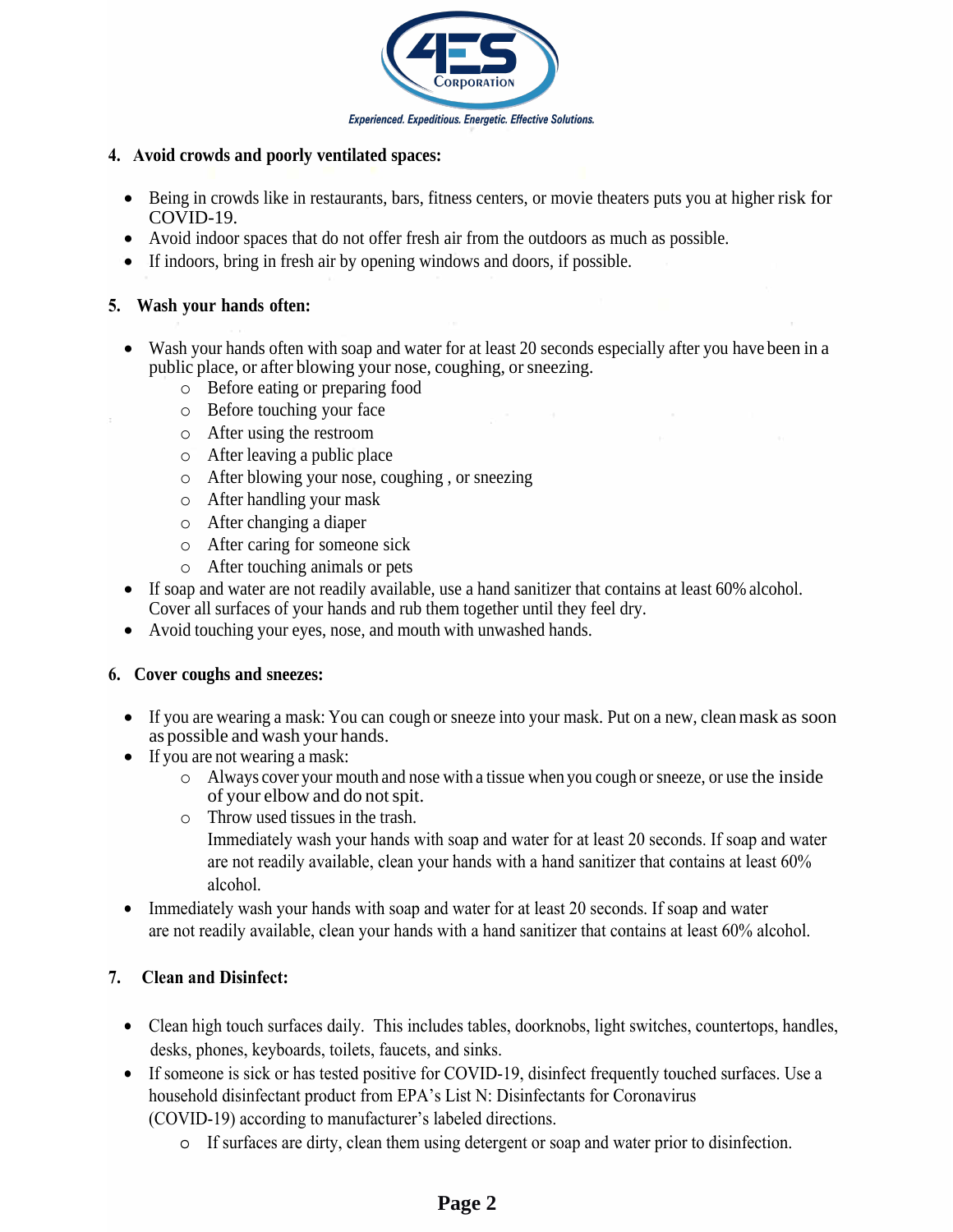4. **Avoid crowds and poorly ventilated spaces:**

- Being in crowds like in restaurants, bars, fitness centers, or movie theaters puts you at higher risk for COVID-19.
- Avoid indoor spaces that do not offer fresh air from the outdoors as much as possible.
- If indoors, bring in fresh air by opening windows and doors, if possible.

5. **Wash your hands often:**

- Wash your hands often with soap and water for at least 20 seconds especially after you have been in a public place, or after blowing your nose, coughing, or sneezing.
  - Before eating or preparing food
  - Before touching your face
  - After using the restroom
  - After leaving a public place
  - After blowing your nose, coughing , or sneezing
  - After handling your mask
  - After changing a diaper
  - After caring for someone sick
  - After touching animals or pets
- If soap and water are not readily available, use a hand sanitizer that contains at least 60% alcohol. Cover all surfaces of your hands and rub them together until they feel dry.
- Avoid touching your eyes, nose, and mouth with unwashed hands.

6. **Cover coughs and sneezes:**

- If you are wearing a mask: You can cough or sneeze into your mask. Put on a new, clean mask as soon as possible and wash your hands.
- If you are not wearing a mask:
  - Always cover your mouth and nose with a tissue when you cough or sneeze, or use the inside of your elbow and do not spit.
  - Throw used tissues in the trash.
    Immediately wash your hands with soap and water for at least 20 seconds. If soap and water are not readily available, clean your hands with a hand sanitizer that contains at least 60% alcohol.
- Immediately wash your hands with soap and water for at least 20 seconds. If soap and water are not readily available, clean your hands with a hand sanitizer that contains at least 60% alcohol.

7. **Clean and Disinfect:**

- Clean high touch surfaces daily. This includes tables, doorknobs, light switches, countertops, handles, desks, phones, keyboards, toilets, faucets, and sinks.
- If someone is sick or has tested positive for COVID-19, disinfect frequently touched surfaces. Use a household disinfectant product from EPA's List N: Disinfectants for Coronavirus (COVID-19) according to manufacturer's labeled directions.
  - If surfaces are dirty, clean them using detergent or soap and water prior to disinfection.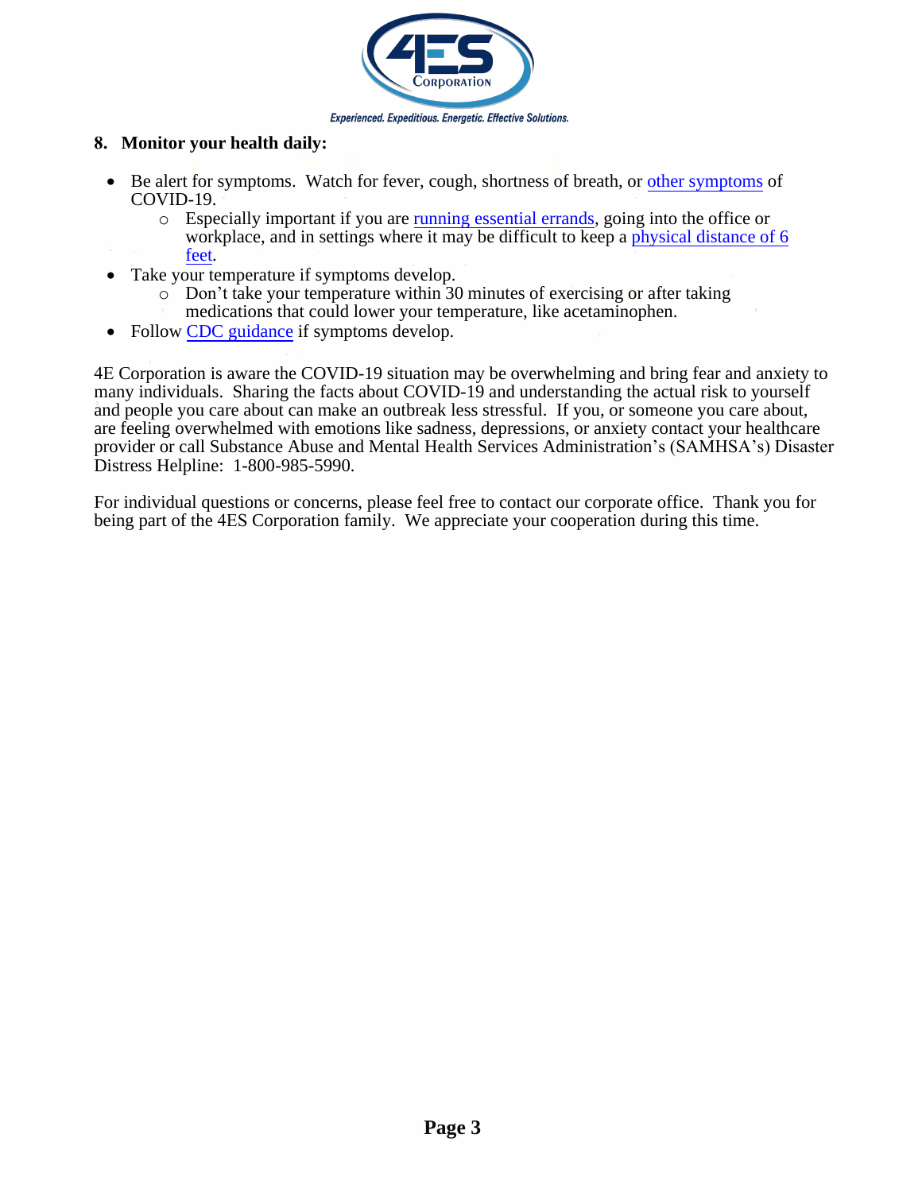**8. Monitor your health daily:**

- Be alert for symptoms. Watch for fever, cough, shortness of breath, or other symptoms of COVID-19.
  - Especially important if you are running essential errands, going into the office or workplace, and in settings where it may be difficult to keep a physical distance of 6 feet.
- Take your temperature if symptoms develop.
  - Don't take your temperature within 30 minutes of exercising or after taking medications that could lower your temperature, like acetaminophen.
- Follow CDC guidance if symptoms develop.

4E Corporation is aware the COVID-19 situation may be overwhelming and bring fear and anxiety to many individuals. Sharing the facts about COVID-19 and understanding the actual risk to yourself and people you care about can make an outbreak less stressful. If you, or someone you care about, are feeling overwhelmed with emotions like sadness, depressions, or anxiety contact your healthcare provider or call Substance Abuse and Mental Health Services Administration's (SAMHSA's) Disaster Distress Helpline: 1-800-985-5990.

For individual questions or concerns, please feel free to contact our corporate office. Thank you for being part of the 4ES Corporation family. We appreciate your cooperation during this time.